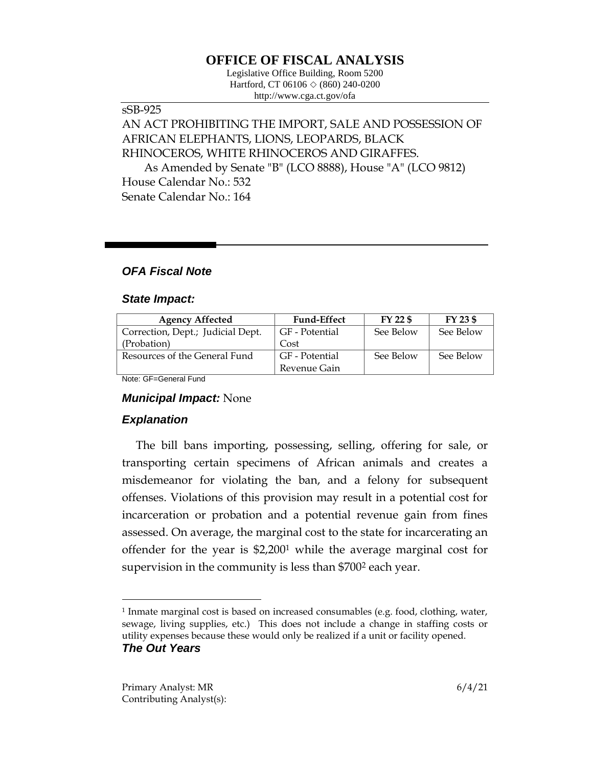# OFFICE OF FISCAL ANALYSIS

Legislative Office Building, Room 5200
Hartford, CT 06106 ◇ (860) 240-0200
http://www.cga.ct.gov/ofa

sSB-925

AN ACT PROHIBITING THE IMPORT, SALE AND POSSESSION OF AFRICAN ELEPHANTS, LIONS, LEOPARDS, BLACK RHINOCEROS, WHITE RHINOCEROS AND GIRAFFES.

As Amended by Senate "B" (LCO 8888), House "A" (LCO 9812)

House Calendar No.: 532

Senate Calendar No.: 164

## *OFA Fiscal Note*

### *State Impact:*

| Agency Affected | Fund-Effect | FY 22 $ | FY 23 $ |
|---|---|---|---|
| Correction, Dept.; Judicial Dept. (Probation) | GF - Potential Cost | See Below | See Below |
| Resources of the General Fund | GF - Potential Revenue Gain | See Below | See Below |

Note: GF=General Fund

### *Municipal Impact:* None

### *Explanation*

The bill bans importing, possessing, selling, offering for sale, or transporting certain specimens of African animals and creates a misdemeanor for violating the ban, and a felony for subsequent offenses. Violations of this provision may result in a potential cost for incarceration or probation and a potential revenue gain from fines assessed. On average, the marginal cost to the state for incarcerating an offender for the year is $2,200[1] while the average marginal cost for supervision in the community is less than $700[2] each year.

[1] Inmate marginal cost is based on increased consumables (e.g. food, clothing, water, sewage, living supplies, etc.) This does not include a change in staffing costs or utility expenses because these would only be realized if a unit or facility opened.

### *The Out Years*

Primary Analyst: MR
Contributing Analyst(s):

6/4/21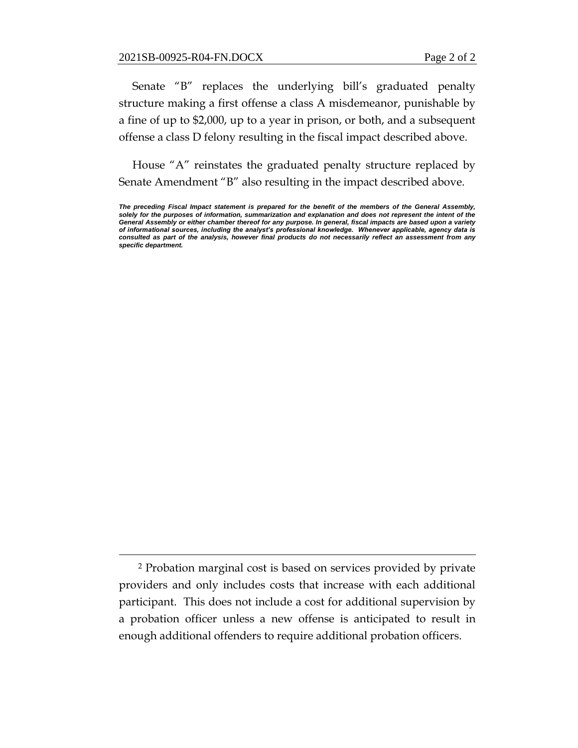Senate "B" replaces the underlying bill's graduated penalty structure making a first offense a class A misdemeanor, punishable by a fine of up to $2,000, up to a year in prison, or both, and a subsequent offense a class D felony resulting in the fiscal impact described above.

House "A" reinstates the graduated penalty structure replaced by Senate Amendment "B" also resulting in the impact described above.

***The preceding Fiscal Impact statement is prepared for the benefit of the members of the General Assembly, solely for the purposes of information, summarization and explanation and does not represent the intent of the General Assembly or either chamber thereof for any purpose. In general, fiscal impacts are based upon a variety of informational sources, including the analyst's professional knowledge. Whenever applicable, agency data is consulted as part of the analysis, however final products do not necessarily reflect an assessment from any specific department.***

---

[2] Probation marginal cost is based on services provided by private providers and only includes costs that increase with each additional participant. This does not include a cost for additional supervision by a probation officer unless a new offense is anticipated to result in enough additional offenders to require additional probation officers.